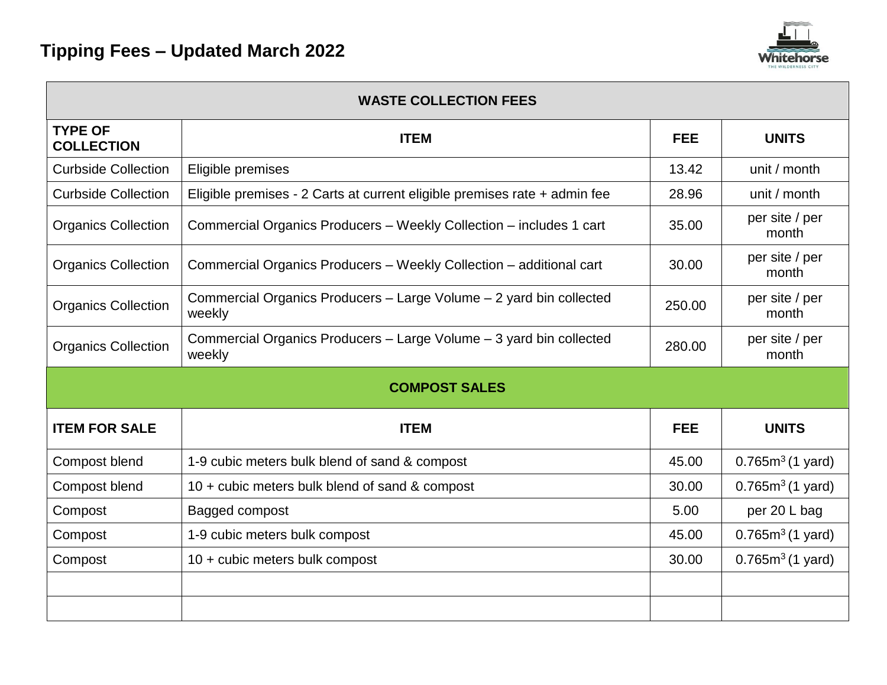# Tipping Fees – Updated March 2022

| WASTE COLLECTION FEES | | | |
|---|---|---|---|
| **TYPE OF COLLECTION** | **ITEM** | **FEE** | **UNITS** |
| Curbside Collection | Eligible premises | 13.42 | unit / month |
| Curbside Collection | Eligible premises - 2 Carts at current eligible premises rate + admin fee | 28.96 | unit / month |
| Organics Collection | Commercial Organics Producers – Weekly Collection – includes 1 cart | 35.00 | per site / per month |
| Organics Collection | Commercial Organics Producers – Weekly Collection – additional cart | 30.00 | per site / per month |
| Organics Collection | Commercial Organics Producers – Large Volume – 2 yard bin collected weekly | 250.00 | per site / per month |
| Organics Collection | Commercial Organics Producers – Large Volume – 3 yard bin collected weekly | 280.00 | per site / per month |
| **COMPOST SALES** | | | |
| **ITEM FOR SALE** | **ITEM** | **FEE** | **UNITS** |
| Compost blend | 1-9 cubic meters bulk blend of sand & compost | 45.00 | $0.765m^3$ (1 yard) |
| Compost blend | 10 + cubic meters bulk blend of sand & compost | 30.00 | $0.765m^3$ (1 yard) |
| Compost | Bagged compost | 5.00 | per 20 L bag |
| Compost | 1-9 cubic meters bulk compost | 45.00 | $0.765m^3$ (1 yard) |
| Compost | 10 + cubic meters bulk compost | 30.00 | $0.765m^3$ (1 yard) |
| | | | |
| | | | |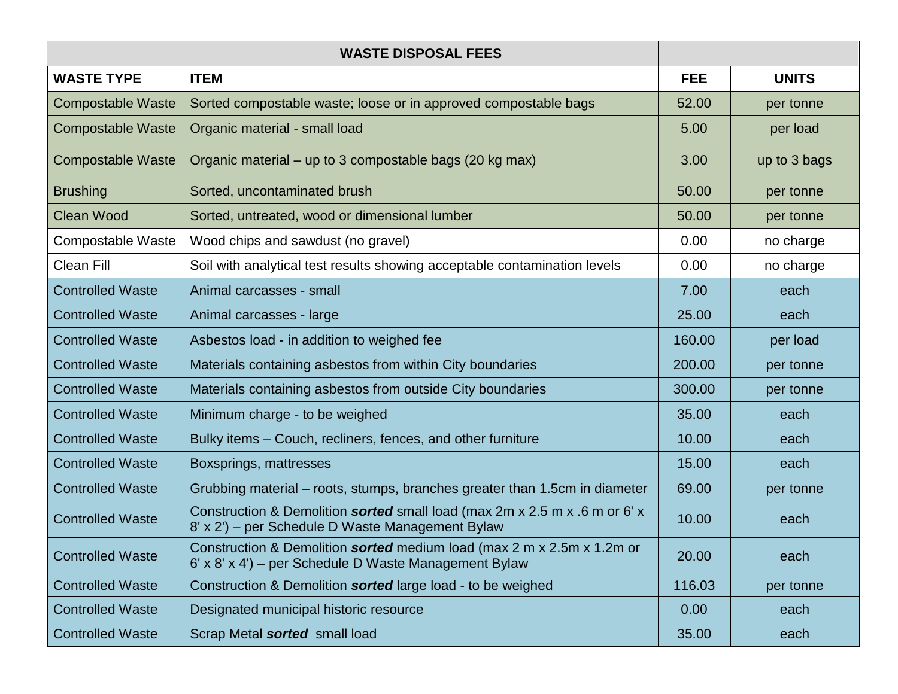| | WASTE DISPOSAL FEES | | |
|---|---|---|---|
| **WASTE TYPE** | **ITEM** | **FEE** | **UNITS** |
| Compostable Waste | Sorted compostable waste; loose or in approved compostable bags | 52.00 | per tonne |
| Compostable Waste | Organic material - small load | 5.00 | per load |
| Compostable Waste | Organic material – up to 3 compostable bags (20 kg max) | 3.00 | up to 3 bags |
| Brushing | Sorted, uncontaminated brush | 50.00 | per tonne |
| Clean Wood | Sorted, untreated, wood or dimensional lumber | 50.00 | per tonne |
| Compostable Waste | Wood chips and sawdust (no gravel) | 0.00 | no charge |
| Clean Fill | Soil with analytical test results showing acceptable contamination levels | 0.00 | no charge |
| Controlled Waste | Animal carcasses - small | 7.00 | each |
| Controlled Waste | Animal carcasses - large | 25.00 | each |
| Controlled Waste | Asbestos load - in addition to weighed fee | 160.00 | per load |
| Controlled Waste | Materials containing asbestos from within City boundaries | 200.00 | per tonne |
| Controlled Waste | Materials containing asbestos from outside City boundaries | 300.00 | per tonne |
| Controlled Waste | Minimum charge - to be weighed | 35.00 | each |
| Controlled Waste | Bulky items – Couch, recliners, fences, and other furniture | 10.00 | each |
| Controlled Waste | Boxsprings, mattresses | 15.00 | each |
| Controlled Waste | Grubbing material – roots, stumps, branches greater than 1.5cm in diameter | 69.00 | per tonne |
| Controlled Waste | Construction & Demolition ***sorted*** small load (max 2m x 2.5 m x .6 m or 6' x 8' x 2') – per Schedule D Waste Management Bylaw | 10.00 | each |
| Controlled Waste | Construction & Demolition ***sorted*** medium load (max 2 m x 2.5m x 1.2m or 6' x 8' x 4') – per Schedule D Waste Management Bylaw | 20.00 | each |
| Controlled Waste | Construction & Demolition ***sorted*** large load - to be weighed | 116.03 | per tonne |
| Controlled Waste | Designated municipal historic resource | 0.00 | each |
| Controlled Waste | Scrap Metal ***sorted*** small load | 35.00 | each |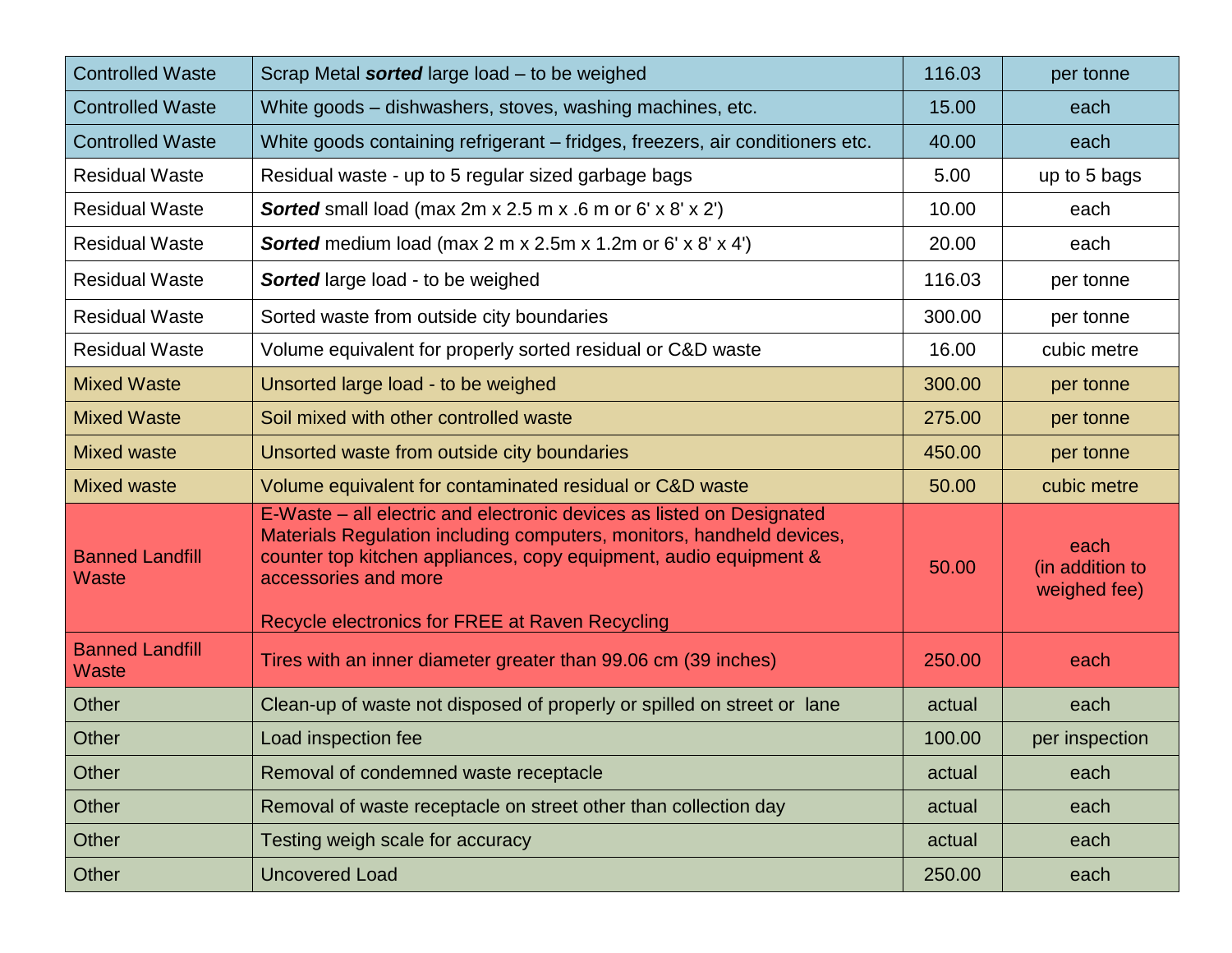| Controlled Waste | Scrap Metal ***sorted*** large load – to be weighed | 116.03 | per tonne |
|---|---|---|---|
| Controlled Waste | White goods – dishwashers, stoves, washing machines, etc. | 15.00 | each |
| Controlled Waste | White goods containing refrigerant – fridges, freezers, air conditioners etc. | 40.00 | each |
| Residual Waste | Residual waste - up to 5 regular sized garbage bags | 5.00 | up to 5 bags |
| Residual Waste | ***Sorted*** small load (max 2m x 2.5 m x .6 m or 6' x 8' x 2') | 10.00 | each |
| Residual Waste | ***Sorted*** medium load (max 2 m x 2.5m x 1.2m or 6' x 8' x 4') | 20.00 | each |
| Residual Waste | ***Sorted*** large load - to be weighed | 116.03 | per tonne |
| Residual Waste | Sorted waste from outside city boundaries | 300.00 | per tonne |
| Residual Waste | Volume equivalent for properly sorted residual or C&D waste | 16.00 | cubic metre |
| Mixed Waste | Unsorted large load - to be weighed | 300.00 | per tonne |
| Mixed Waste | Soil mixed with other controlled waste | 275.00 | per tonne |
| Mixed waste | Unsorted waste from outside city boundaries | 450.00 | per tonne |
| Mixed waste | Volume equivalent for contaminated residual or C&D waste | 50.00 | cubic metre |
| Banned Landfill Waste | E-Waste – all electric and electronic devices as listed on Designated Materials Regulation including computers, monitors, handheld devices, counter top kitchen appliances, copy equipment, audio equipment & accessories and more<br><br>Recycle electronics for FREE at Raven Recycling | 50.00 | each (in addition to weighed fee) |
| Banned Landfill Waste | Tires with an inner diameter greater than 99.06 cm (39 inches) | 250.00 | each |
| Other | Clean-up of waste not disposed of properly or spilled on street or lane | actual | each |
| Other | Load inspection fee | 100.00 | per inspection |
| Other | Removal of condemned waste receptacle | actual | each |
| Other | Removal of waste receptacle on street other than collection day | actual | each |
| Other | Testing weigh scale for accuracy | actual | each |
| Other | Uncovered Load | 250.00 | each |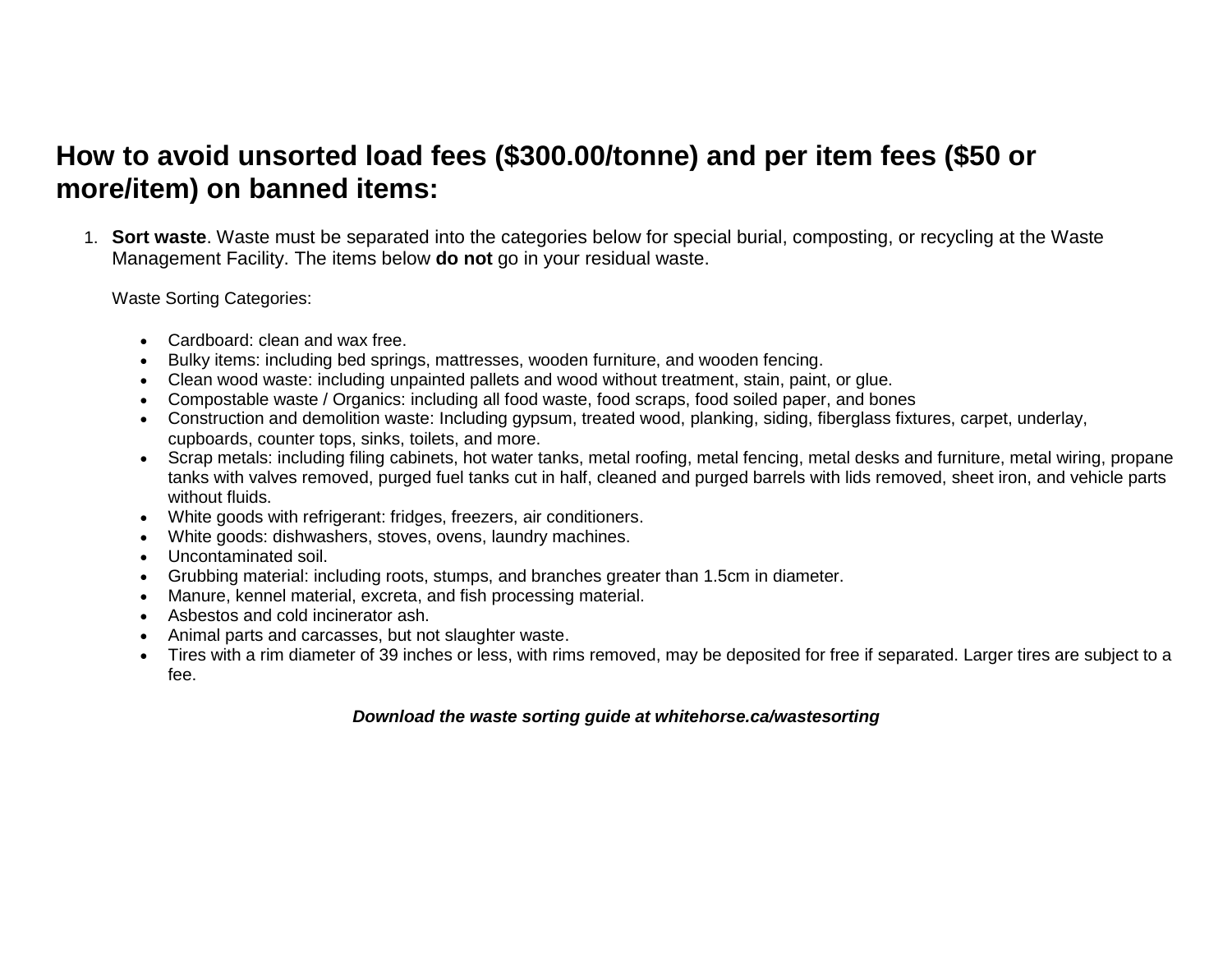## How to avoid unsorted load fees ($300.00/tonne) and per item fees ($50 or more/item) on banned items:

1. **Sort waste**. Waste must be separated into the categories below for special burial, composting, or recycling at the Waste Management Facility. The items below **do not** go in your residual waste.

   Waste Sorting Categories:

   - Cardboard: clean and wax free.
   - Bulky items: including bed springs, mattresses, wooden furniture, and wooden fencing.
   - Clean wood waste: including unpainted pallets and wood without treatment, stain, paint, or glue.
   - Compostable waste / Organics: including all food waste, food scraps, food soiled paper, and bones
   - Construction and demolition waste: Including gypsum, treated wood, planking, siding, fiberglass fixtures, carpet, underlay, cupboards, counter tops, sinks, toilets, and more.
   - Scrap metals: including filing cabinets, hot water tanks, metal roofing, metal fencing, metal desks and furniture, metal wiring, propane tanks with valves removed, purged fuel tanks cut in half, cleaned and purged barrels with lids removed, sheet iron, and vehicle parts without fluids.
   - White goods with refrigerant: fridges, freezers, air conditioners.
   - White goods: dishwashers, stoves, ovens, laundry machines.
   - Uncontaminated soil.
   - Grubbing material: including roots, stumps, and branches greater than 1.5cm in diameter.
   - Manure, kennel material, excreta, and fish processing material.
   - Asbestos and cold incinerator ash.
   - Animal parts and carcasses, but not slaughter waste.
   - Tires with a rim diameter of 39 inches or less, with rims removed, may be deposited for free if separated. Larger tires are subject to a fee.

***Download the waste sorting guide at whitehorse.ca/wastesorting***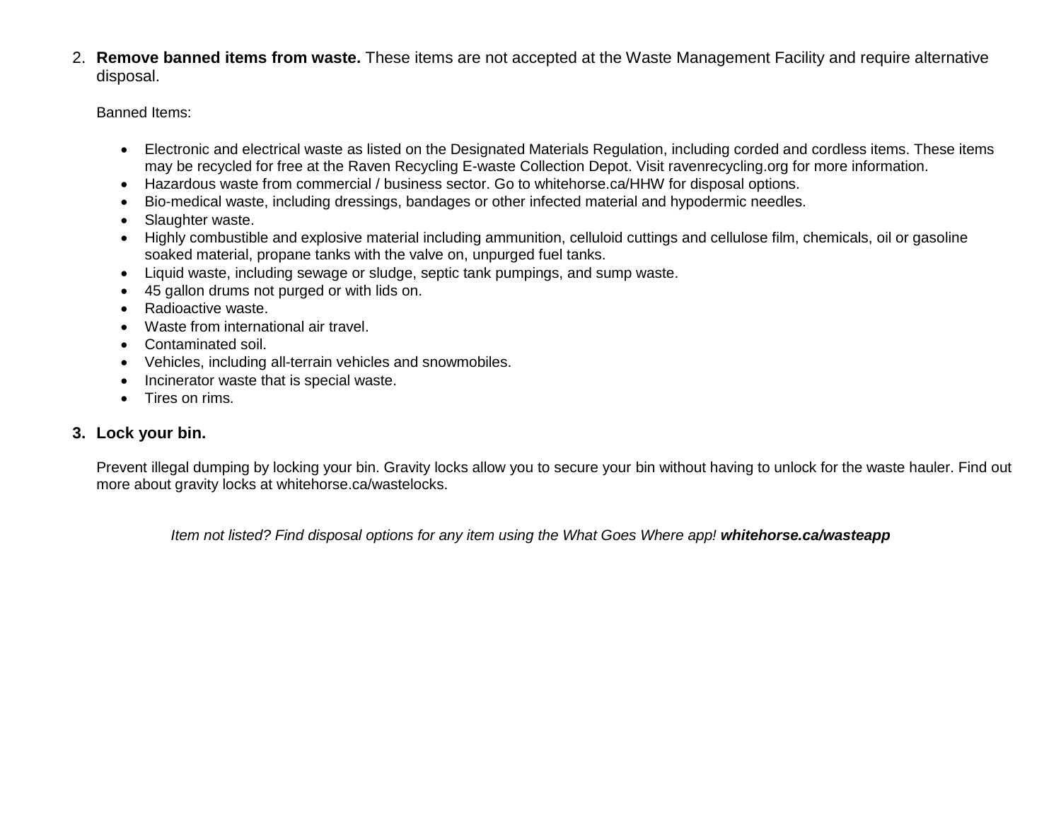2. **Remove banned items from waste.** These items are not accepted at the Waste Management Facility and require alternative disposal.

   Banned Items:

   - Electronic and electrical waste as listed on the Designated Materials Regulation, including corded and cordless items. These items may be recycled for free at the Raven Recycling E-waste Collection Depot. Visit ravenrecycling.org for more information.
   - Hazardous waste from commercial / business sector. Go to whitehorse.ca/HHW for disposal options.
   - Bio-medical waste, including dressings, bandages or other infected material and hypodermic needles.
   - Slaughter waste.
   - Highly combustible and explosive material including ammunition, celluloid cuttings and cellulose film, chemicals, oil or gasoline soaked material, propane tanks with the valve on, unpurged fuel tanks.
   - Liquid waste, including sewage or sludge, septic tank pumpings, and sump waste.
   - 45 gallon drums not purged or with lids on.
   - Radioactive waste.
   - Waste from international air travel.
   - Contaminated soil.
   - Vehicles, including all-terrain vehicles and snowmobiles.
   - Incinerator waste that is special waste.
   - Tires on rims.

3. **Lock your bin.**

   Prevent illegal dumping by locking your bin. Gravity locks allow you to secure your bin without having to unlock for the waste hauler. Find out more about gravity locks at whitehorse.ca/wastelocks.

*Item not listed? Find disposal options for any item using the What Goes Where app!* ***whitehorse.ca/wasteapp***